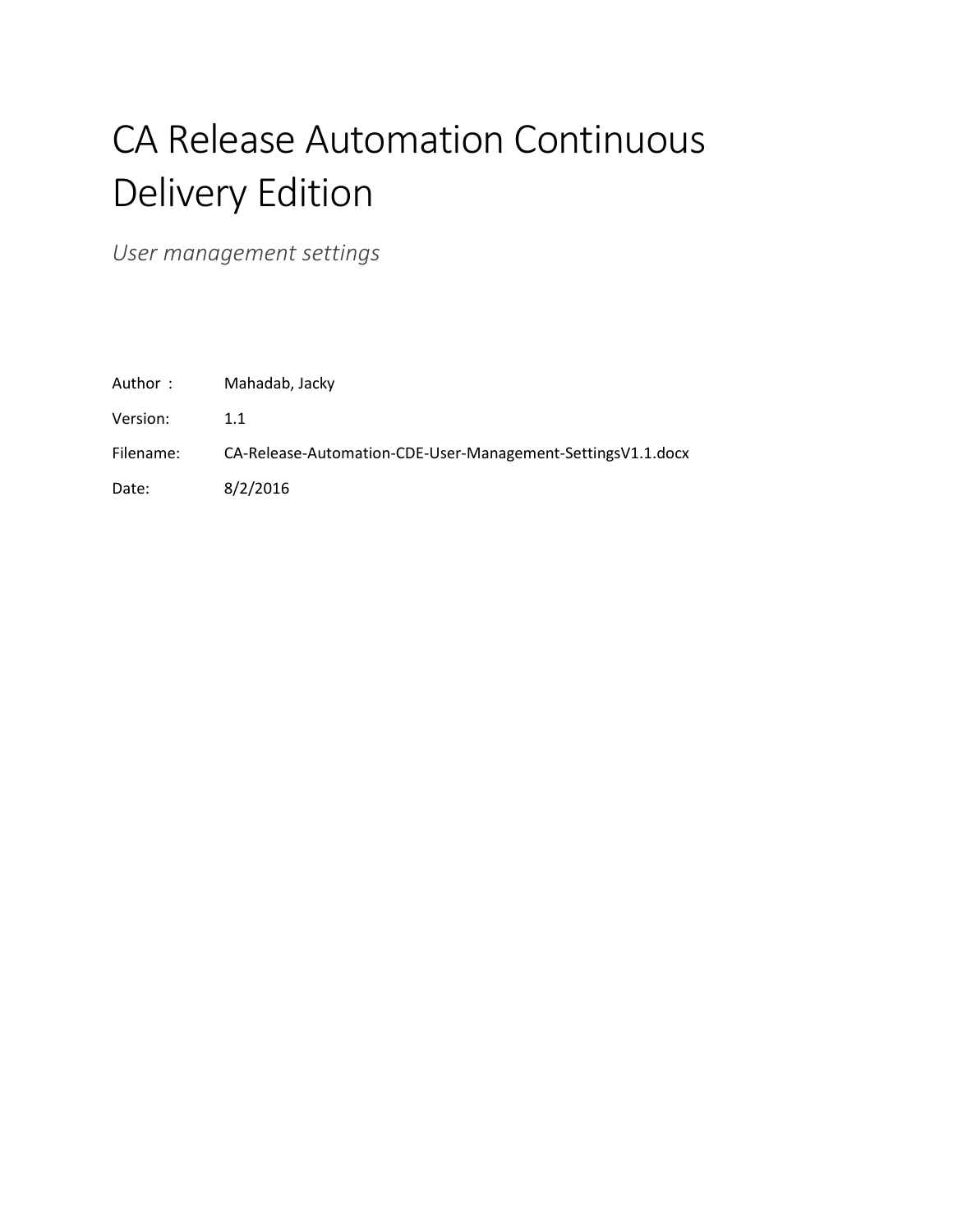# CA Release Automation Continuous Delivery Edition

*User management settings*

Author : Mahadab, Jacky

Version: 1.1

Filename: CA-Release-Automation-CDE-User-Management-SettingsV1.1.docx

Date: 8/2/2016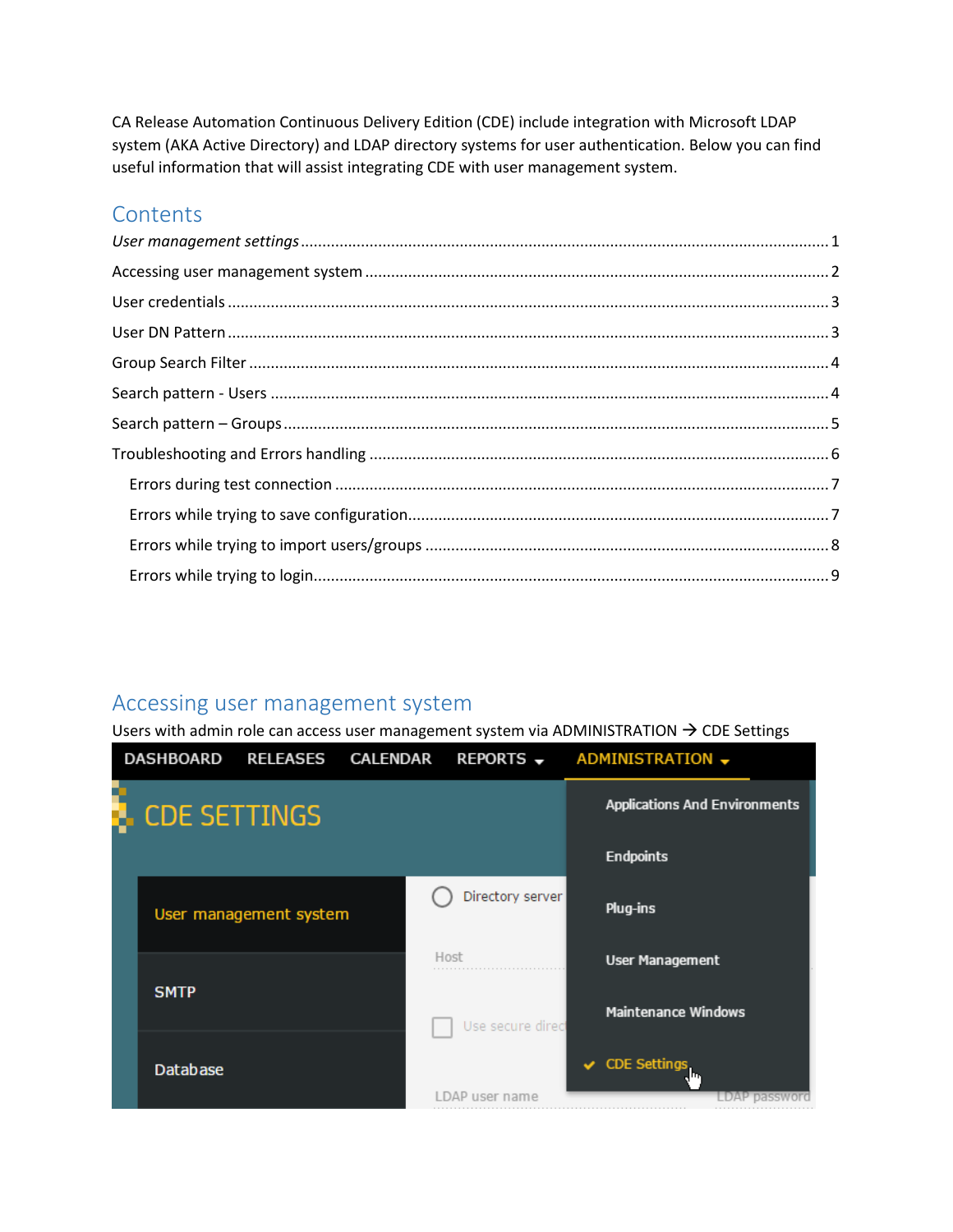CA Release Automation Continuous Delivery Edition (CDE) include integration with Microsoft LDAP system (AKA Active Directory) and LDAP directory systems for user authentication. Below you can find useful information that will assist integrating CDE with user management system.

## Contents

*User management settings* ........ 1

Accessing user management system ........ 2

User credentials ........ 3

User DN Pattern ........ 3

Group Search Filter ........ 4

Search pattern - Users ........ 4

Search pattern – Groups ........ 5

Troubleshooting and Errors handling ........ 6

- Errors during test connection ........ 7
- Errors while trying to save configuration ........ 7
- Errors while trying to import users/groups ........ 8
- Errors while trying to login ........ 9

## Accessing user management system

Users with admin role can access user management system via ADMINISTRATION → CDE Settings

DASHBOARD RELEASES CALENDAR REPORTS ADMINISTRATION

CDE SETTINGS

User management system

SMTP

Database

Directory server

Host

Use secure direc

LDAP user name

LDAP password

Applications And Environments

Endpoints

Plug-ins

User Management

Maintenance Windows

CDE Settings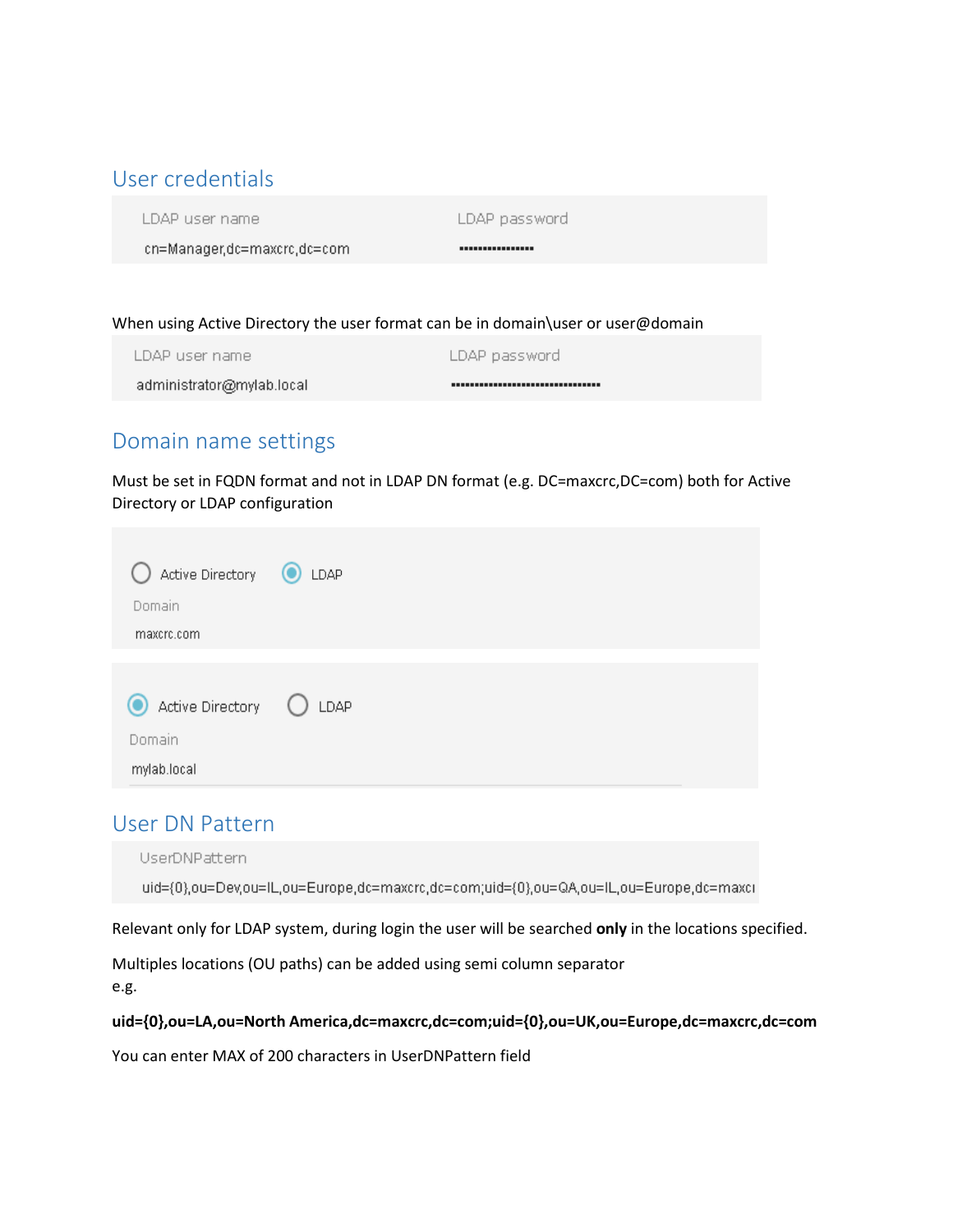## User credentials

| LDAP user name | LDAP password |
| --- | --- |
| cn=Manager,dc=maxcrc,dc=com | •••••••••••••••• |

When using Active Directory the user format can be in domain\user or user@domain

| LDAP user name | LDAP password |
| --- | --- |
| administrator@mylab.local | •••••••••••••••••••••••••••••••• |

## Domain name settings

Must be set in FQDN format and not in LDAP DN format (e.g. DC=maxcrc,DC=com) both for Active Directory or LDAP configuration

○ Active Directory ◉ LDAP

Domain

maxcrc.com

◉ Active Directory ○ LDAP

Domain

mylab.local

## User DN Pattern

UserDNPattern

uid={0},ou=Dev,ou=IL,ou=Europe,dc=maxcrc,dc=com;uid={0},ou=QA,ou=IL,ou=Europe,dc=maxcı

Relevant only for LDAP system, during login the user will be searched **only** in the locations specified.

Multiples locations (OU paths) can be added using semi column separator
e.g.

**uid={0},ou=LA,ou=North America,dc=maxcrc,dc=com;uid={0},ou=UK,ou=Europe,dc=maxcrc,dc=com**

You can enter MAX of 200 characters in UserDNPattern field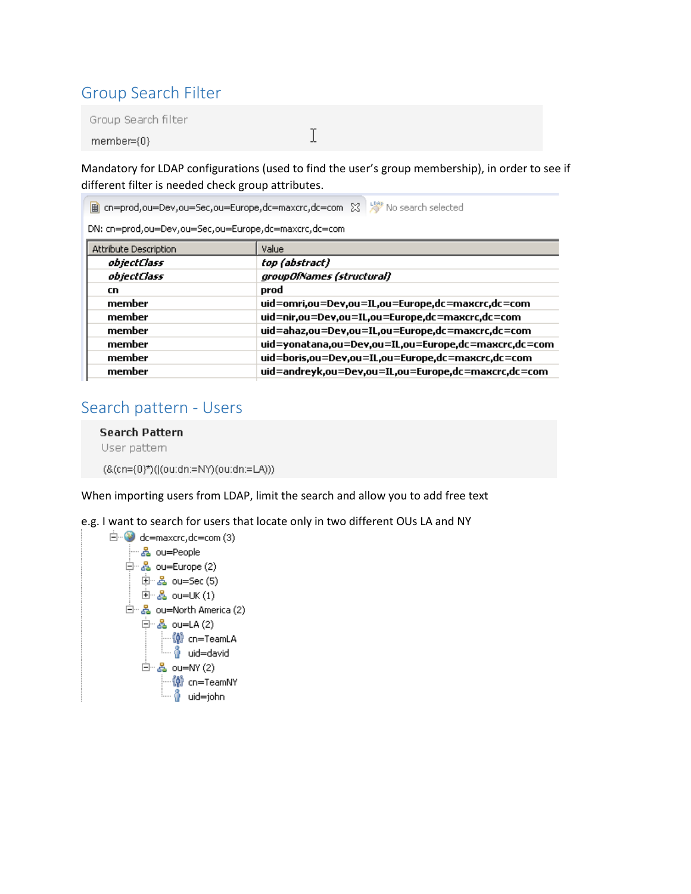## Group Search Filter

Group Search filter

member={0}

Mandatory for LDAP configurations (used to find the user's group membership), in order to see if different filter is needed check group attributes.

cn=prod,ou=Dev,ou=Sec,ou=Europe,dc=maxcrc,dc=com    No search selected

DN: cn=prod,ou=Dev,ou=Sec,ou=Europe,dc=maxcrc,dc=com

| Attribute Description | Value |
|---|---|
| *objectClass* | *top (abstract)* |
| *objectClass* | *groupOfNames (structural)* |
| cn | prod |
| member | uid=omri,ou=Dev,ou=IL,ou=Europe,dc=maxcrc,dc=com |
| member | uid=nir,ou=Dev,ou=IL,ou=Europe,dc=maxcrc,dc=com |
| member | uid=ahaz,ou=Dev,ou=IL,ou=Europe,dc=maxcrc,dc=com |
| member | uid=yonatana,ou=Dev,ou=IL,ou=Europe,dc=maxcrc,dc=com |
| member | uid=boris,ou=Dev,ou=IL,ou=Europe,dc=maxcrc,dc=com |
| member | uid=andreyk,ou=Dev,ou=IL,ou=Europe,dc=maxcrc,dc=com |

## Search pattern - Users

**Search Pattern**

User pattern

(&(cn={0}*)(|(ou:dn:=NY)(ou:dn:=LA)))

When importing users from LDAP, limit the search and allow you to add free text

e.g. I want to search for users that locate only in two different OUs LA and NY

```
dc=maxcrc,dc=com (3)
├── ou=People
├── ou=Europe (2)
│   ├── ou=Sec (5)
│   └── ou=UK (1)
└── ou=North America (2)
    ├── ou=LA (2)
    │   ├── cn=TeamLA
    │   └── uid=david
    └── ou=NY (2)
        ├── cn=TeamNY
        └── uid=john
```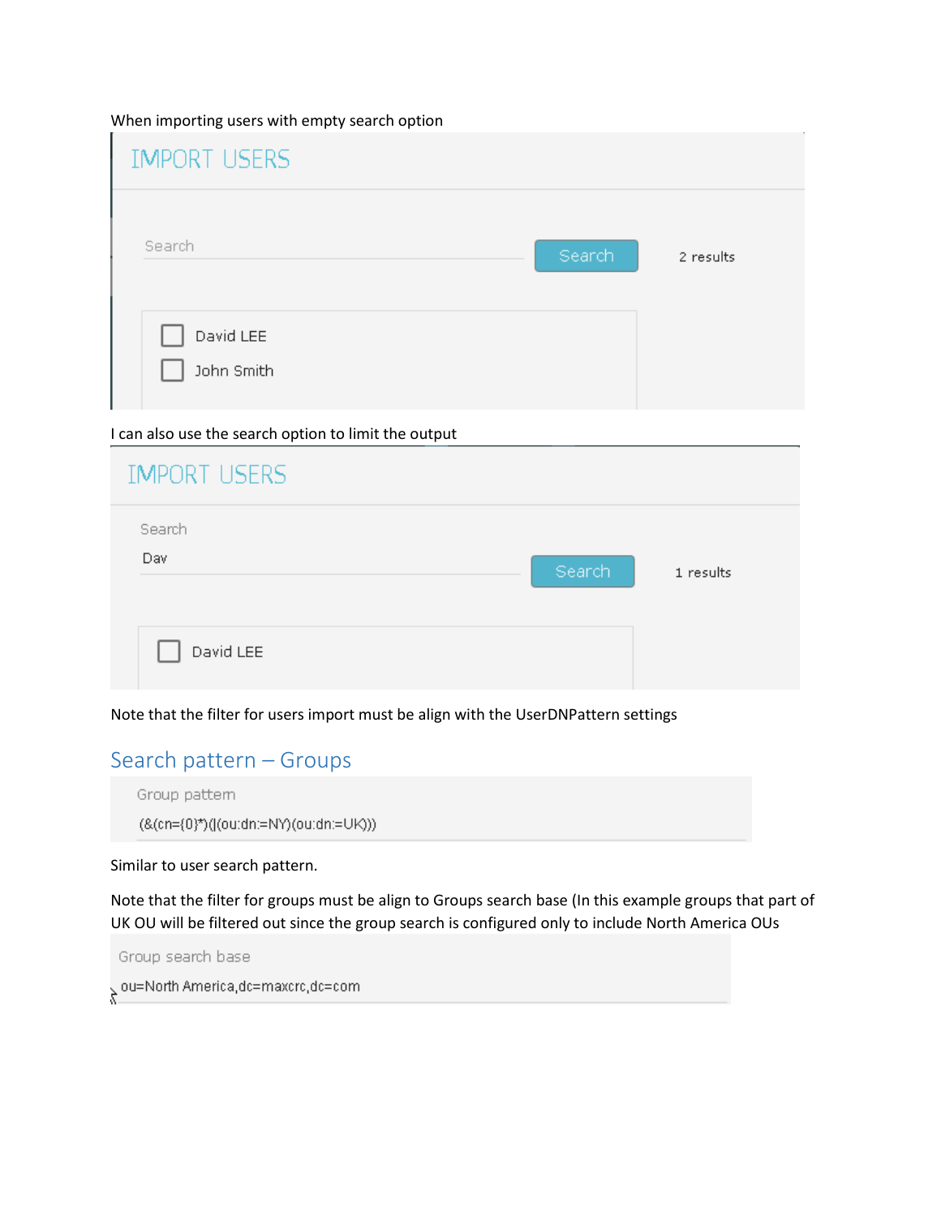When importing users with empty search option

IMPORT USERS

Search

Search

2 results

David LEE

John Smith

I can also use the search option to limit the output

IMPORT USERS

Search

Dav

Search

1 results

David LEE

Note that the filter for users import must be align with the UserDNPattern settings

## Search pattern – Groups

Group pattern

(&(cn={0}*)(|(ou:dn:=NY)(ou:dn:=UK)))

Similar to user search pattern.

Note that the filter for groups must be align to Groups search base (In this example groups that part of UK OU will be filtered out since the group search is configured only to include North America OUs

Group search base

ou=North America,dc=maxcrc,dc=com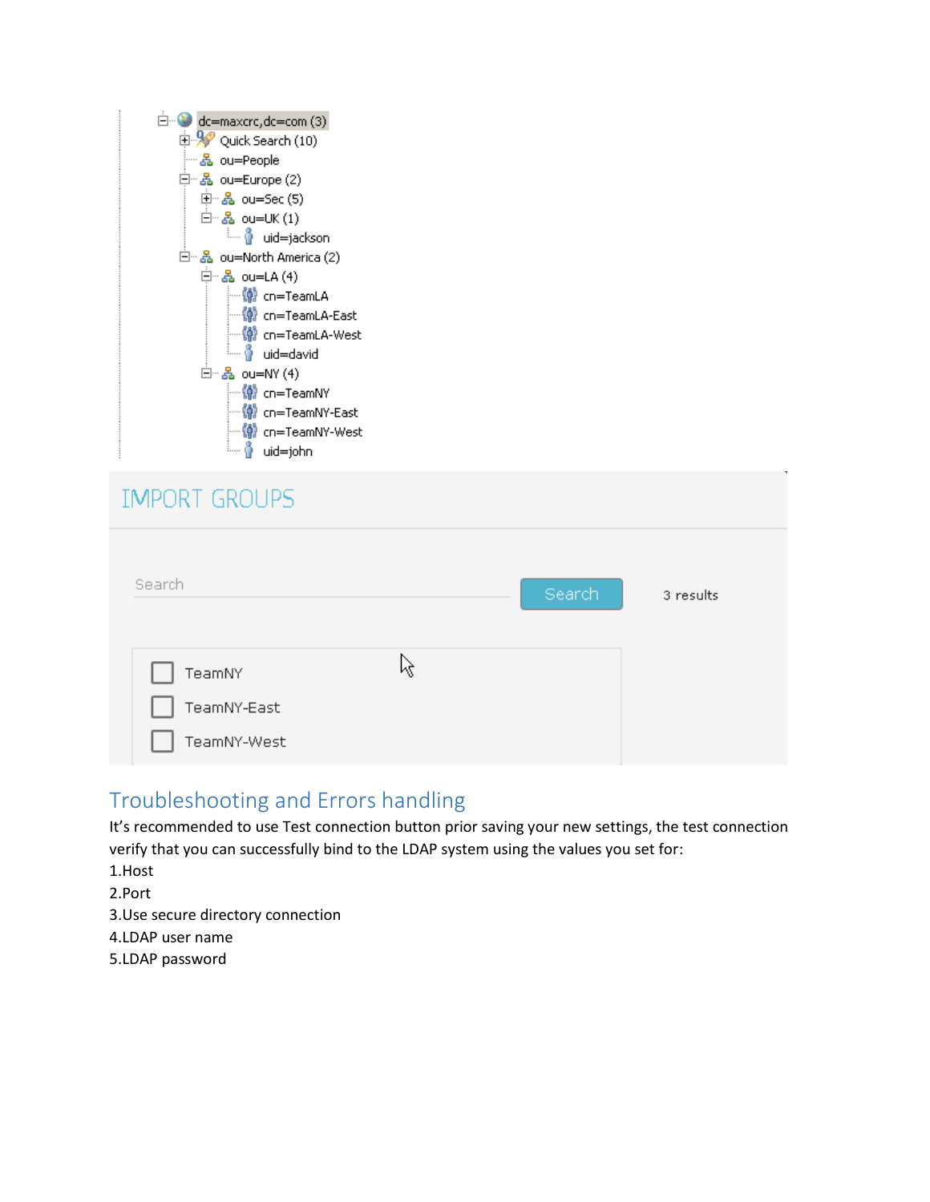## Troubleshooting and Errors handling

It's recommended to use Test connection button prior saving your new settings, the test connection verify that you can successfully bind to the LDAP system using the values you set for:

1.Host
2.Port
3.Use secure directory connection
4.LDAP user name
5.LDAP password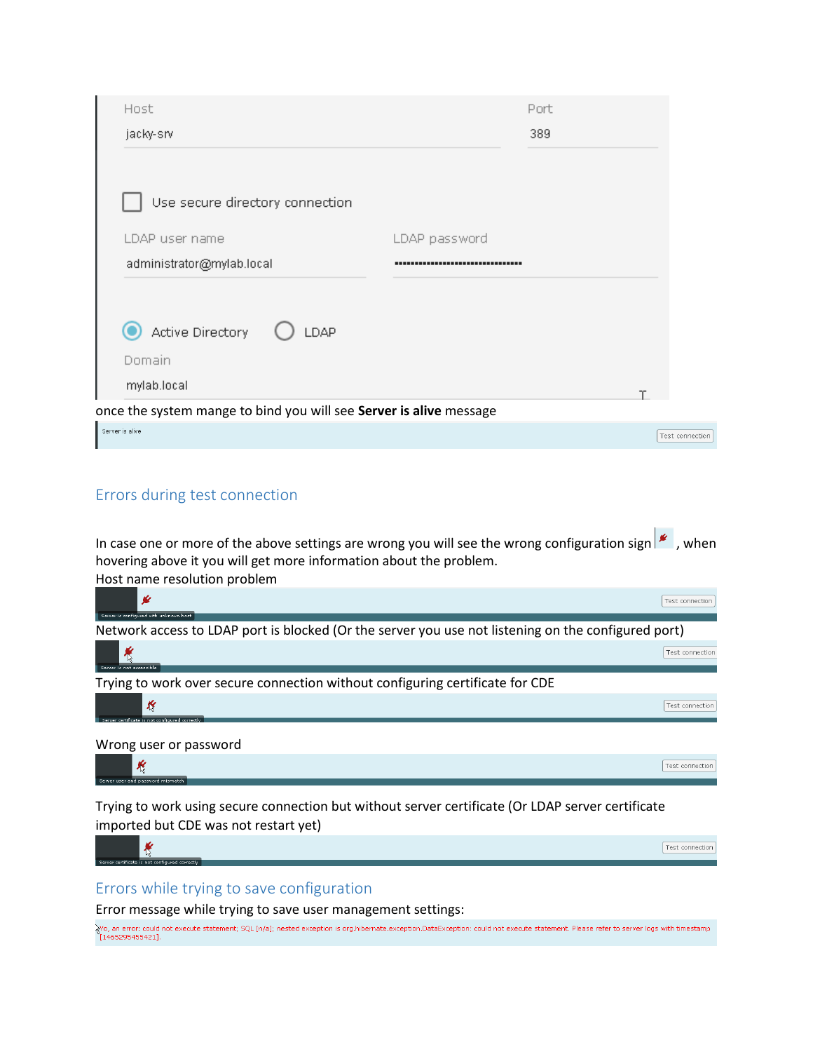Host
jacky-srv

Port
389

Use secure directory connection

LDAP user name
administrator@mylab.local

LDAP password
••••••••••••••••••••••••••••••••••

Active Directory   LDAP

Domain
mylab.local

once the system mange to bind you will see **Server is alive** message

Server is alive   Test connection

## Errors during test connection

In case one or more of the above settings are wrong you will see the wrong configuration sign , when hovering above it you will get more information about the problem.

Host name resolution problem

Server is configured with unknown host   Test connection

Network access to LDAP port is blocked (Or the server you use not listening on the configured port)

Server is not accessible   Test connection

Trying to work over secure connection without configuring certificate for CDE

Server certificate is not configured correctly   Test connection

Wrong user or password

Server user and password mismatch   Test connection

Trying to work using secure connection but without server certificate (Or LDAP server certificate imported but CDE was not restart yet)

Server certificate is not configured correctly   Test connection

## Errors while trying to save configuration

Error message while trying to save user management settings:

No, an error: could not execute statement; SQL [n/a]; nested exception is org.hibernate.exception.DataException: could not execute statement. Please refer to server logs with timestamp [1465295455421].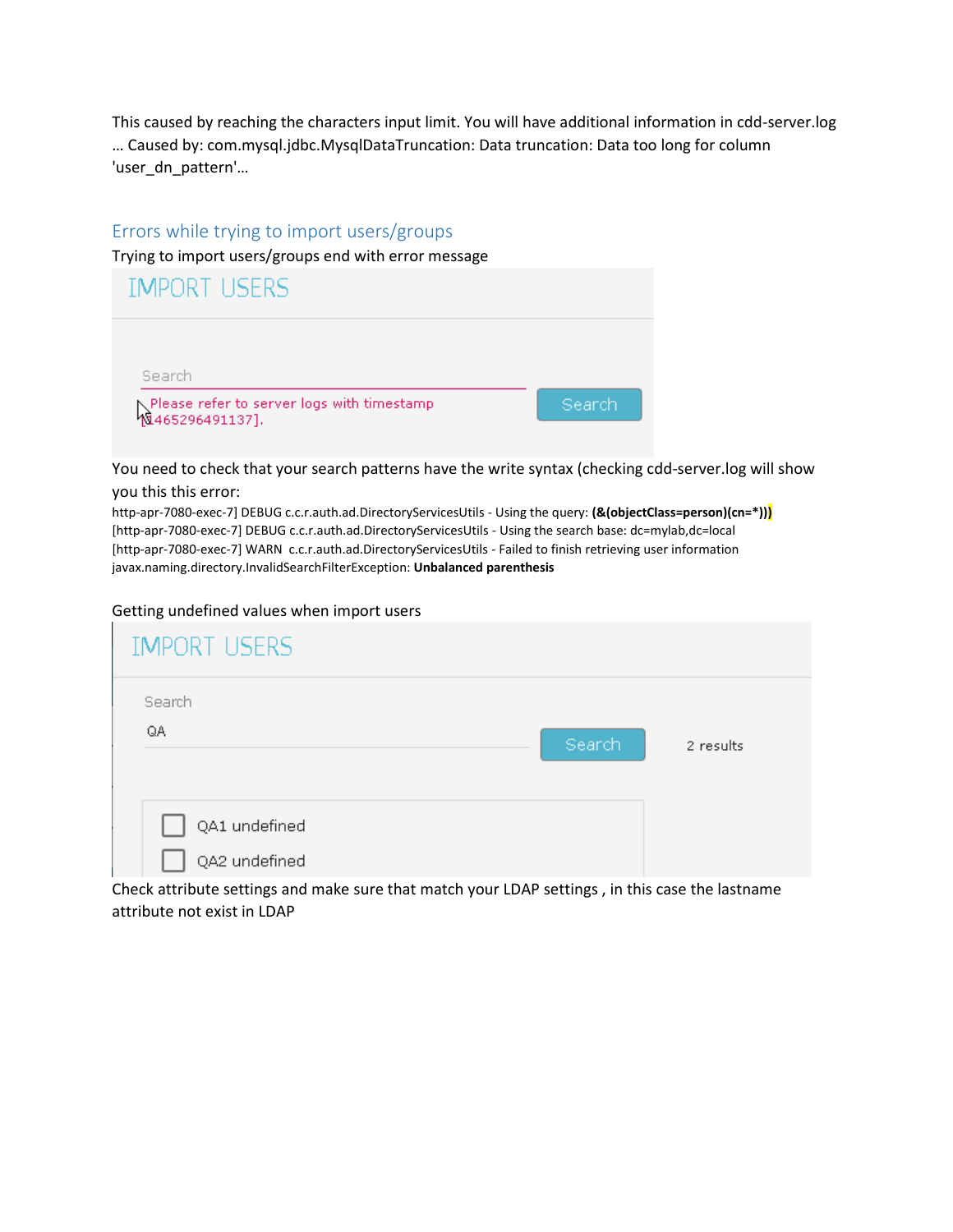This caused by reaching the characters input limit. You will have additional information in cdd-server.log … Caused by: com.mysql.jdbc.MysqlDataTruncation: Data truncation: Data too long for column 'user_dn_pattern'…

## Errors while trying to import users/groups

Trying to import users/groups end with error message

IMPORT USERS

Search

Please refer to server logs with timestamp [1465296491137].

Search

You need to check that your search patterns have the write syntax (checking cdd-server.log will show you this this error:

http-apr-7080-exec-7] DEBUG c.c.r.auth.ad.DirectoryServicesUtils - Using the query: **(&(objectClass=person)(cn=*)))**
[http-apr-7080-exec-7] DEBUG c.c.r.auth.ad.DirectoryServicesUtils - Using the search base: dc=mylab,dc=local
[http-apr-7080-exec-7] WARN c.c.r.auth.ad.DirectoryServicesUtils - Failed to finish retrieving user information
javax.naming.directory.InvalidSearchFilterException: **Unbalanced parenthesis**

Getting undefined values when import users

IMPORT USERS

Search

QA

Search

2 results

QA1 undefined

QA2 undefined

Check attribute settings and make sure that match your LDAP settings , in this case the lastname attribute not exist in LDAP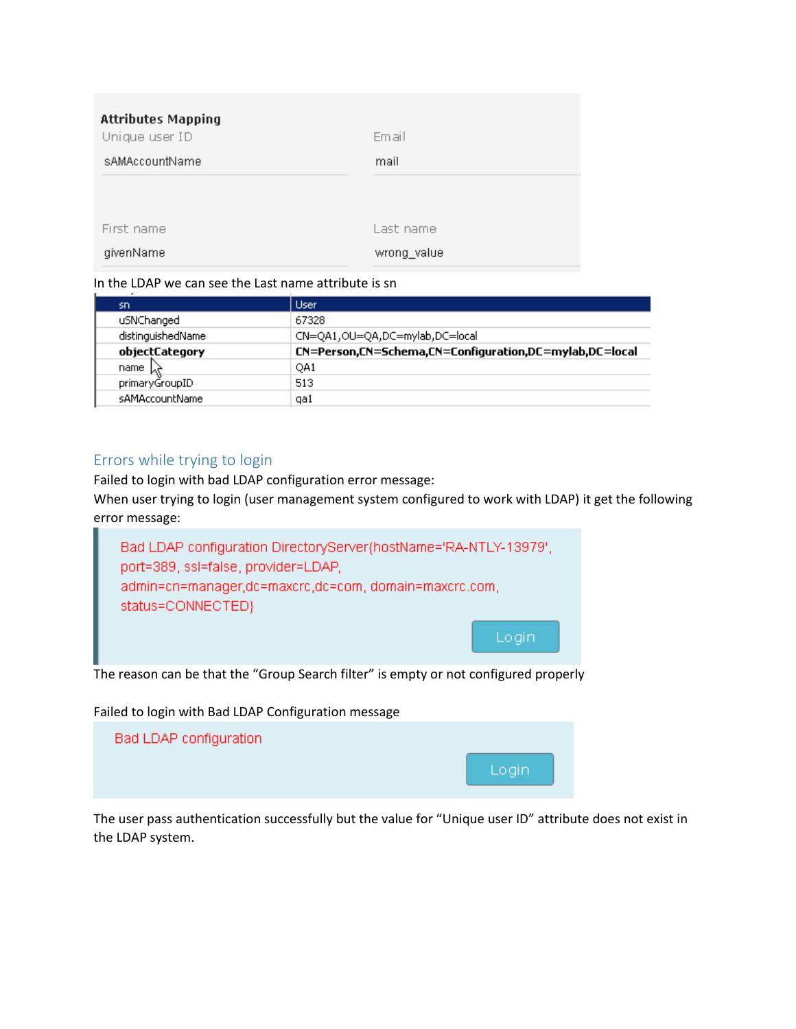**Attributes Mapping**

| | |
|---|---|
| Unique user ID | Email |
| sAMAccountName | mail |
| First name | Last name |
| givenName | wrong_value |

In the LDAP we can see the Last name attribute is sn

| sn | User |
|---|---|
| uSNChanged | 67328 |
| distinguishedName | CN=QA1,OU=QA,DC=mylab,DC=local |
| **objectCategory** | **CN=Person,CN=Schema,CN=Configuration,DC=mylab,DC=local** |
| name | QA1 |
| primaryGroupID | 513 |
| sAMAccountName | qa1 |

## Errors while trying to login

Failed to login with bad LDAP configuration error message:

When user trying to login (user management system configured to work with LDAP) it get the following error message:

> Bad LDAP configuration DirectoryServer{hostName='RA-NTLY-13979', port=389, ssl=false, provider=LDAP, admin=cn=manager,dc=maxcrc,dc=com, domain=maxcrc.com, status=CONNECTED}
>
> Login

The reason can be that the "Group Search filter" is empty or not configured properly

Failed to login with Bad LDAP Configuration message

> Bad LDAP configuration
>
> Login

The user pass authentication successfully but the value for "Unique user ID" attribute does not exist in the LDAP system.